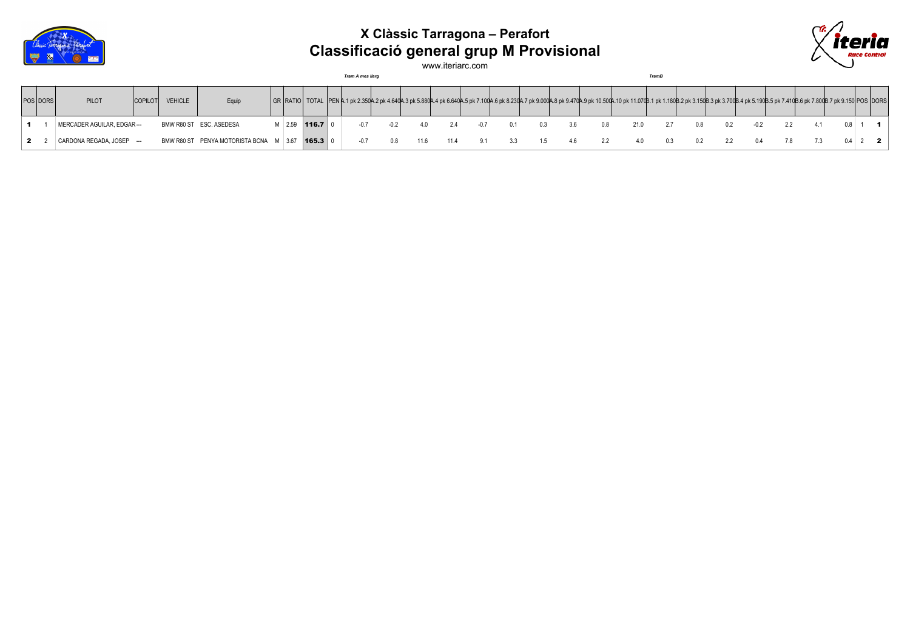# X Clàssic Tarragona – Perafort
## Classificació general grup M Provisional

www.iteriarc.com

| POS | DORS | PILOT | COPILOT | VEHICLE | Equip | GR | RATIO | TOTAL | PEN | A.1 pk 2.350 | A.2 pk 4.640 | A.3 pk 5.880 | A.4 pk 6.640 | A.5 pk 7.100 | A.6 pk 8.230 | A.7 pk 9.000 | A.8 pk 9.470 | A.9 pk 10.500 | A.10 pk 11.070 | B.1 pk 1.180 | B.2 pk 3.150 | B.3 pk 3.700 | B.4 pk 5.190 | B.5 pk 7.410 | B.6 pk 7.800 | B.7 pk 9.150 | POS | DORS |
|---|---|---|---|---|---|---|---|---|---|---|---|---|---|---|---|---|---|---|---|---|---|---|---|---|---|---|---|---|
| | | | | | | | | | | *Tram A mes llarg* | | | | | | | | | | *TramB* | | | | | | | | |
| **1** | 1 | MERCADER AGUILAR, EDGAR | --- | BMW R80 ST | ESC. ASEDESA | M | 2.59 | **116.7** | 0 | -0.7 | -0.2 | 4.0 | 2.4 | -0.7 | 0.1 | 0.3 | 3.6 | 0.8 | 21.0 | 2.7 | 0.8 | 0.2 | -0.2 | 2.2 | 4.1 | 0.8 | 1 | **1** |
| **2** | 2 | CARDONA REGADA, JOSEP | --- | BMW R80 ST | PENYA MOTORISTA BCNA | M | 3.67 | **165.3** | 0 | -0.7 | 0.8 | 11.6 | 11.4 | 9.1 | 3.3 | 1.5 | 4.6 | 2.2 | 4.0 | 0.3 | 0.2 | 2.2 | 0.4 | 7.8 | 7.3 | 0.4 | 2 | **2** |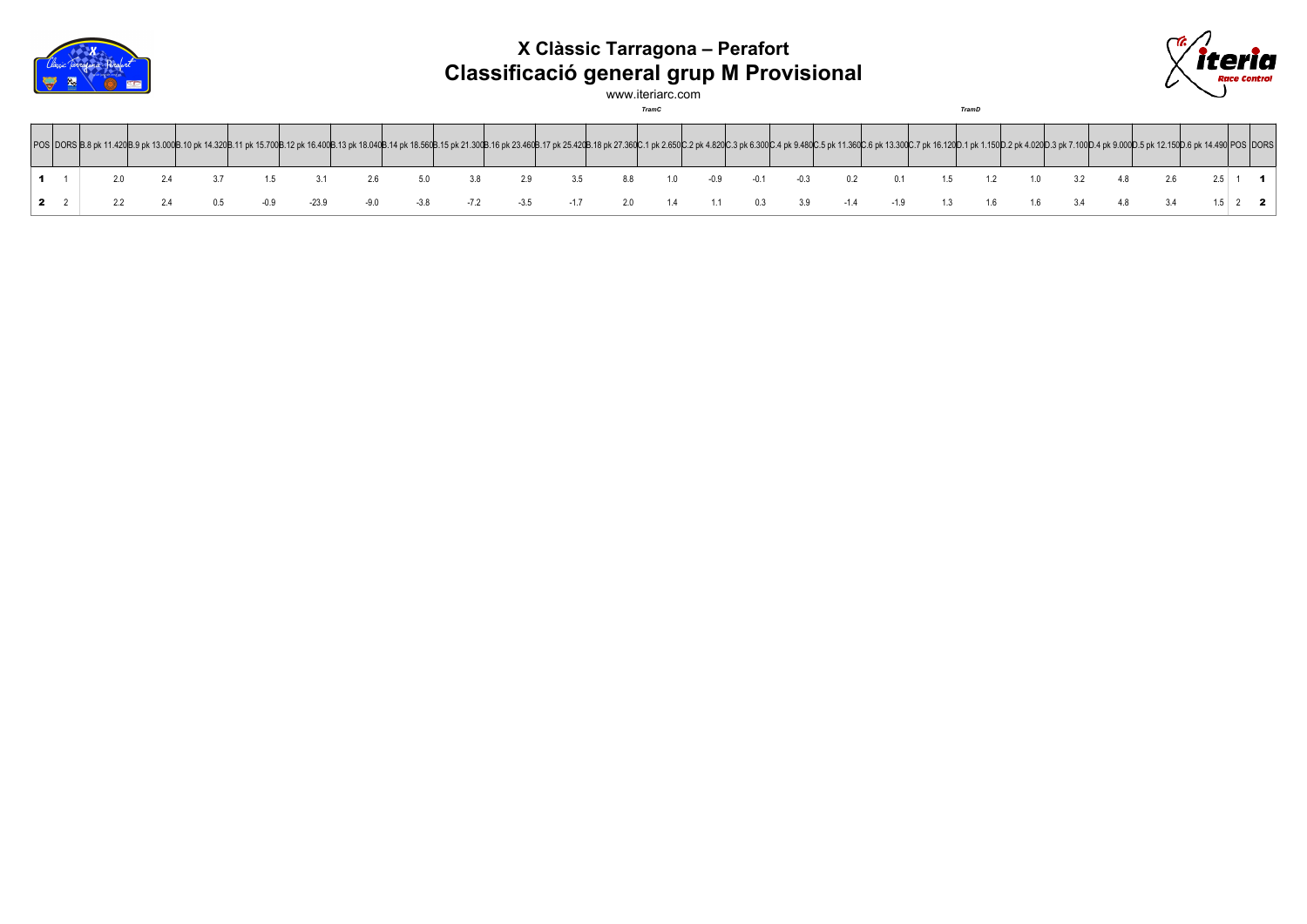# X Clàssic Tarragona – Perafort

## Classificació general grup M Provisional

www.iteriarc.com

| POS | DORS | B.8 pk 11.420 | B.9 pk 13.000 | B.10 pk 14.320 | B.11 pk 15.700 | B.12 pk 16.400 | B.13 pk 18.040 | B.14 pk 18.560 | B.15 pk 21.300 | B.16 pk 23.460 | B.17 pk 25.420 | B.18 pk 27.360 | C.1 pk 2.650 | C.2 pk 4.820 | C.3 pk 6.300 | C.4 pk 9.480 | C.5 pk 11.360 | C.6 pk 13.300 | C.7 pk 16.120 | D.1 pk 1.150 | D.2 pk 4.020 | D.3 pk 7.100 | D.4 pk 9.000 | D.5 pk 12.150 | D.6 pk 14.490 | POS | DORS |
|---|---|---|---|---|---|---|---|---|---|---|---|---|---|---|---|---|---|---|---|---|---|---|---|---|---|---|---|
| | | | | | | | | | | | | | *TramC* | | | | | | | *TramD* | | | | | | | |
| **1** | 1 | 2.0 | 2.4 | 3.7 | 1.5 | 3.1 | 2.6 | 5.0 | 3.8 | 2.9 | 3.5 | 8.8 | 1.0 | -0.9 | -0.1 | -0.3 | 0.2 | 0.1 | 1.5 | 1.2 | 1.0 | 3.2 | 4.8 | 2.6 | 2.5 | 1 | **1** |
| **2** | 2 | 2.2 | 2.4 | 0.5 | -0.9 | -23.9 | -9.0 | -3.8 | -7.2 | -3.5 | -1.7 | 2.0 | 1.4 | 1.1 | 0.3 | 3.9 | -1.4 | -1.9 | 1.3 | 1.6 | 1.6 | 3.4 | 4.8 | 3.4 | 1.5 | 2 | **2** |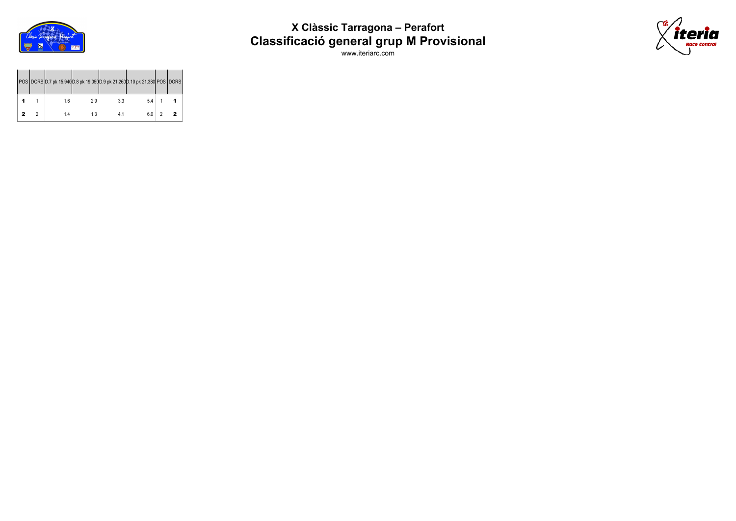# X Clàssic Tarragona – Perafort
## Classificació general grup M Provisional

www.iteriarc.com

| POS | DORS | D.7 pk 15.940 | D.8 pk 19.050 | D.9 pk 21.260 | D.10 pk 21.380 | POS | DORS |
|---|---|---|---|---|---|---|---|
| 1 | 1 | 1.6 | 2.9 | 3.3 | 5.4 | 1 | 1 |
| 2 | 2 | 1.4 | 1.3 | 4.1 | 6.0 | 2 | 2 |